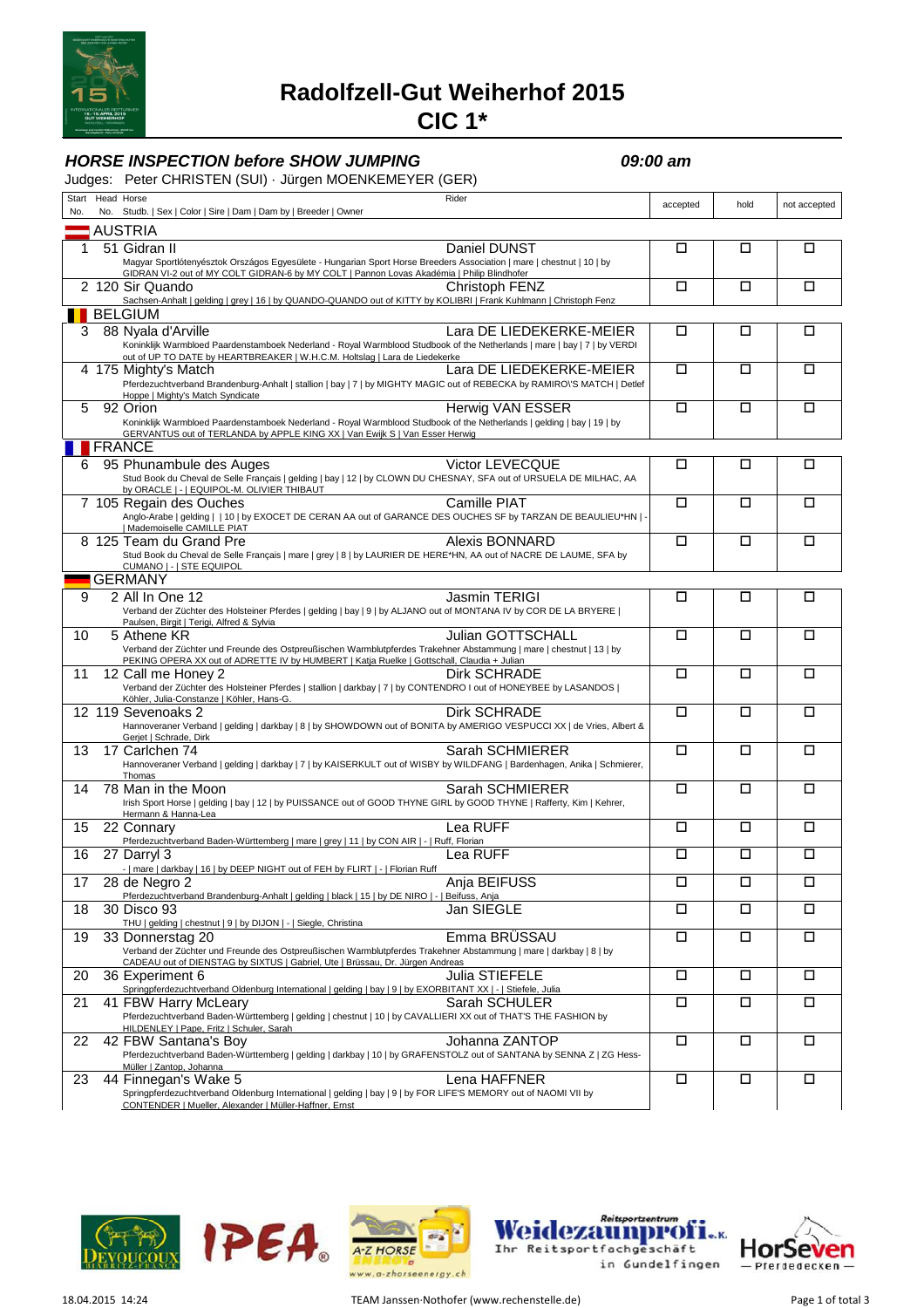# Radolfzell-Gut Weiherhof 2015

# CIC 1*

### *HORSE INSPECTION before SHOW JUMPING* — *09:00 am*

Judges: Peter CHRISTEN (SUI) · Jürgen MOENKEMEYER (GER)

| Start No. | Head No. | Horse / Studb. \| Sex \| Color \| Sire \| Dam \| Dam by \| Breeder \| Owner | Rider | accepted | hold | not accepted |
|---|---|---|---|---|---|---|
| **AUSTRIA** | | | | | | |
| 1 | 51 | Gidran II<br>Magyar Sportlótenyésztok Országos Egyesülete - Hungarian Sport Horse Breeders Association \| mare \| chestnut \| 10 \| by GIDRAN VI-2 out of MY COLT GIDRAN-6 by MY COLT \| Pannon Lovas Akadémia \| Philip Blindhofer | Daniel DUNST | ☐ | ☐ | ☐ |
| 2 | 120 | Sir Quando<br>Sachsen-Anhalt \| gelding \| grey \| 16 \| by QUANDO-QUANDO out of KITTY by KOLIBRI \| Frank Kuhlmann \| Christoph Fenz | Christoph FENZ | ☐ | ☐ | ☐ |
| **BELGIUM** | | | | | | |
| 3 | 88 | Nyala d'Arville<br>Koninklijk Warmbloed Paardenstamboek Nederland - Royal Warmblood Studbook of the Netherlands \| mare \| bay \| 7 \| by VERDI out of UP TO DATE by HEARTBREAKER \| W.H.C.M. Holtslag \| Lara de Liedekerke | Lara DE LIEDEKERKE-MEIER | ☐ | ☐ | ☐ |
| 4 | 175 | Mighty's Match<br>Pferdezuchtverband Brandenburg-Anhalt \| stallion \| bay \| 7 \| by MIGHTY MAGIC out of REBECKA by RAMIRO\'S MATCH \| Detlef Hoppe \| Mighty's Match Syndicate | Lara DE LIEDEKERKE-MEIER | ☐ | ☐ | ☐ |
| 5 | 92 | Orion<br>Koninklijk Warmbloed Paardenstamboek Nederland - Royal Warmblood Studbook of the Netherlands \| gelding \| bay \| 19 \| by GERVANTUS out of TERLANDA by APPLE KING XX \| Van Ewijk S \| Van Esser Herwig | Herwig VAN ESSER | ☐ | ☐ | ☐ |
| **FRANCE** | | | | | | |
| 6 | 95 | Phunambule des Auges<br>Stud Book du Cheval de Selle Français \| gelding \| bay \| 12 \| by CLOWN DU CHESNAY, SFA out of URSUELA DE MILHAC, AA by ORACLE \| - \| EQUIPOL-M. OLIVIER THIBAUT | Victor LEVECQUE | ☐ | ☐ | ☐ |
| 7 | 105 | Regain des Ouches<br>Anglo-Arabe \| gelding \| \| 10 \| by EXOCET DE CERAN AA out of GARANCE DES OUCHES SF by TARZAN DE BEAULIEU*HN \| - \| Mademoiselle CAMILLE PIAT | Camille PIAT | ☐ | ☐ | ☐ |
| 8 | 125 | Team du Grand Pre<br>Stud Book du Cheval de Selle Français \| mare \| grey \| 8 \| by LAURIER DE HERE*HN, AA out of NACRE DE LAUME, SFA by CUMANO \| - \| STE EQUIPOL | Alexis BONNARD | ☐ | ☐ | ☐ |
| **GERMANY** | | | | | | |
| 9 | 2 | All In One 12<br>Verband der Züchter des Holsteiner Pferdes \| gelding \| bay \| 9 \| by ALJANO out of MONTANA IV by COR DE LA BRYERE \| Paulsen, Birgit \| Terigi, Alfred & Sylvia | Jasmin TERIGI | ☐ | ☐ | ☐ |
| 10 | 5 | Athene KR<br>Verband der Züchter und Freunde des Ostpreußischen Warmblutpferdes Trakehner Abstammung \| mare \| chestnut \| 13 \| by PEKING OPERA XX out of ADRETTE IV by HUMBERT \| Katja Ruelke \| Gottschall, Claudia + Julian | Julian GOTTSCHALL | ☐ | ☐ | ☐ |
| 11 | 12 | Call me Honey 2<br>Verband der Züchter des Holsteiner Pferdes \| stallion \| darkbay \| 7 \| by CONTENDRO I out of HONEYBEE by LASANDOS \| Köhler, Julia-Constanze \| Köhler, Hans-G. | Dirk SCHRADE | ☐ | ☐ | ☐ |
| 12 | 119 | Sevenoaks 2<br>Hannoveraner Verband \| gelding \| darkbay \| 8 \| by SHOWDOWN out of BONITA by AMERIGO VESPUCCI XX \| de Vries, Albert & Gerjet \| Schrade, Dirk | Dirk SCHRADE | ☐ | ☐ | ☐ |
| 13 | 17 | Carlchen 74<br>Hannoveraner Verband \| gelding \| darkbay \| 7 \| by KAISERKULT out of WISBY by WILDFANG \| Bardenhagen, Anika \| Schmierer, Thomas | Sarah SCHMIERER | ☐ | ☐ | ☐ |
| 14 | 78 | Man in the Moon<br>Irish Sport Horse \| gelding \| bay \| 12 \| by PUISSANCE out of GOOD THYNE GIRL by GOOD THYNE \| Rafferty, Kim \| Kehrer, Hermann & Hanna-Lea | Sarah SCHMIERER | ☐ | ☐ | ☐ |
| 15 | 22 | Connary<br>Pferdezuchtverband Baden-Württemberg \| mare \| grey \| 11 \| by CON AIR \| - \| Ruff, Florian | Lea RUFF | ☐ | ☐ | ☐ |
| 16 | 27 | Darryl 3<br>- \| mare \| darkbay \| 16 \| by DEEP NIGHT out of FEH by FLIRT \| - \| Florian Ruff | Lea RUFF | ☐ | ☐ | ☐ |
| 17 | 28 | de Negro 2<br>Pferdezuchtverband Brandenburg-Anhalt \| gelding \| black \| 15 \| by DE NIRO \| - \| Beifuss, Anja | Anja BEIFUSS | ☐ | ☐ | ☐ |
| 18 | 30 | Disco 93<br>THU \| gelding \| chestnut \| 9 \| by DIJON \| - \| Siegle, Christina | Jan SIEGLE | ☐ | ☐ | ☐ |
| 19 | 33 | Donnerstag 20<br>Verband der Züchter und Freunde des Ostpreußischen Warmblutpferdes Trakehner Abstammung \| mare \| darkbay \| 8 \| by CADEAU out of DIENSTAG by SIXTUS \| Gabriel, Ute \| Brüssau, Dr. Jürgen Andreas | Emma BRÜSSAU | ☐ | ☐ | ☐ |
| 20 | 36 | Experiment 6<br>Springpferdezuchtverband Oldenburg International \| gelding \| bay \| 9 \| by EXORBITANT XX \| - \| Stiefele, Julia | Julia STIEFELE | ☐ | ☐ | ☐ |
| 21 | 41 | FBW Harry McLeary<br>Pferdezuchtverband Baden-Württemberg \| gelding \| chestnut \| 10 \| by CAVALLIERI XX out of THAT'S THE FASHION by HILDENLEY \| Pape, Fritz \| Schuler, Sarah | Sarah SCHULER | ☐ | ☐ | ☐ |
| 22 | 42 | FBW Santana's Boy<br>Pferdezuchtverband Baden-Württemberg \| gelding \| darkbay \| 10 \| by GRAFENSTOLZ out of SANTANA by SENNA Z \| ZG Hess-Müller \| Zantop, Johanna | Johanna ZANTOP | ☐ | ☐ | ☐ |
| 23 | 44 | Finnegan's Wake 5<br>Springpferdezuchtverband Oldenburg International \| gelding \| bay \| 9 \| by FOR LIFE'S MEMORY out of NAOMI VII by CONTENDER \| Mueller, Alexander \| Müller-Haffner, Ernst | Lena HAFFNER | ☐ | ☐ | ☐ |

18.04.2015 14:24 — TEAM Janssen-Nothofer (www.rechenstelle.de)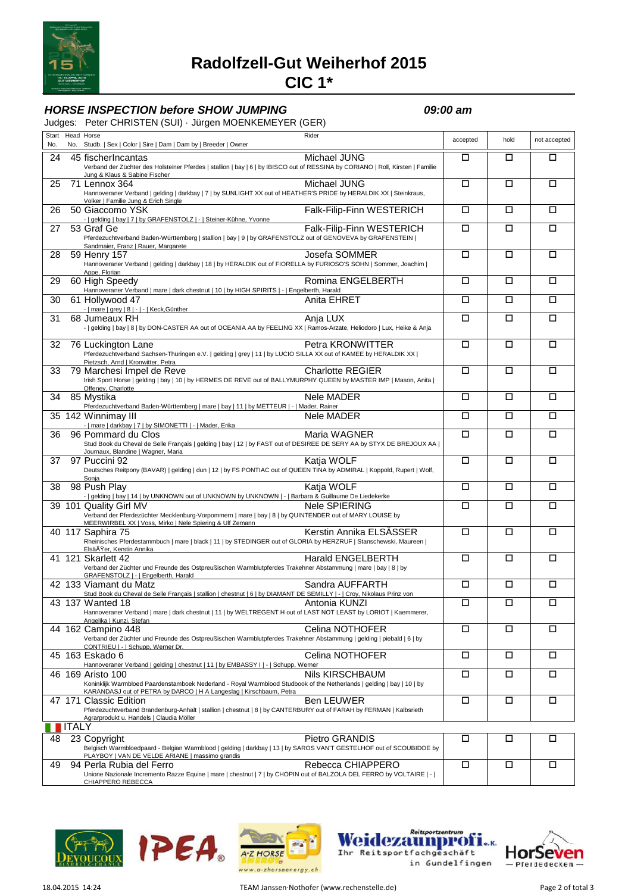# Radolfzell-Gut Weiherhof 2015

## CIC 1*

### *HORSE INSPECTION before SHOW JUMPING* *09:00 am*

Judges: Peter CHRISTEN (SUI) · Jürgen MOENKEMEYER (GER)

| Start No. | Head No. | Horse / Studb. \| Sex \| Color \| Sire \| Dam \| Dam by \| Breeder \| Owner | Rider | accepted | hold | not accepted |
|---|---|---|---|---|---|---|
| 24 | 45 | fischerIncantas<br>Verband der Züchter des Holsteiner Pferdes \| stallion \| bay \| 6 \| by IBISCO out of RESSINA by CORIANO \| Roll, Kirsten \| Familie Jung & Klaus & Sabine Fischer | Michael JUNG | ☐ | ☐ | ☐ |
| 25 | 71 | Lennox 364<br>Hannoveraner Verband \| gelding \| darkbay \| 7 \| by SUNLIGHT XX out of HEATHER'S PRIDE by HERALDIK XX \| Steinkraus, Volker \| Familie Jung & Erich Single | Michael JUNG | ☐ | ☐ | ☐ |
| 26 | 50 | Giaccomo YSK<br>- \| gelding \| bay \| 7 \| by GRAFENSTOLZ \| - \| Steiner-Kühne, Yvonne | Falk-Filip-Finn WESTERICH | ☐ | ☐ | ☐ |
| 27 | 53 | Graf Ge<br>Pferdezuchtverband Baden-Württemberg \| stallion \| bay \| 9 \| by GRAFENSTOLZ out of GENOVEVA by GRAFENSTEIN \| Sandmaier, Franz \| Rauer, Margarete | Falk-Filip-Finn WESTERICH | ☐ | ☐ | ☐ |
| 28 | 59 | Henry 157<br>Hannoveraner Verband \| gelding \| darkbay \| 18 \| by HERALDIK out of FIORELLA by FURIOSO'S SOHN \| Sommer, Joachim \| Appe, Florian | Josefa SOMMER | ☐ | ☐ | ☐ |
| 29 | 60 | High Speedy<br>Hannoveraner Verband \| mare \| dark chestnut \| 10 \| by HIGH SPIRITS \| - \| Engelberth, Harald | Romina ENGELBERTH | ☐ | ☐ | ☐ |
| 30 | 61 | Hollywood 47<br>- \| mare \| grey \| 8 \| - \| - \| Keck,Günther | Anita EHRET | ☐ | ☐ | ☐ |
| 31 | 68 | Jumeaux RH<br>- \| gelding \| bay \| 8 \| by DON-CASTER AA out of OCEANIA AA by FEELING XX \| Ramos-Arzate, Heliodoro \| Lux, Heike & Anja | Anja LUX | ☐ | ☐ | ☐ |
| 32 | 76 | Luckington Lane<br>Pferdezuchtverband Sachsen-Thüringen e.V. \| gelding \| grey \| 11 \| by LUCIO SILLA XX out of KAMEE by HERALDIK XX \| Pietzsch, Arnd \| Kronwitter, Petra | Petra KRONWITTER | ☐ | ☐ | ☐ |
| 33 | 79 | Marchesi Impel de Reve<br>Irish Sport Horse \| gelding \| bay \| 10 \| by HERMES DE REVE out of BALLYMURPHY QUEEN by MASTER IMP \| Mason, Anita \| Offeney, Charlotte | Charlotte REGIER | ☐ | ☐ | ☐ |
| 34 | 85 | Mystika<br>Pferdezuchtverband Baden-Württemberg \| mare \| bay \| 11 \| by METTEUR \| - \| Mader, Rainer | Nele MADER | ☐ | ☐ | ☐ |
| 35 | 142 | Winnimay III<br>- \| mare \| darkbay \| 7 \| by SIMONETTI \| - \| Mader, Erika | Nele MADER | ☐ | ☐ | ☐ |
| 36 | 96 | Pommard du Clos<br>Stud Book du Cheval de Selle Français \| gelding \| bay \| 12 \| by FAST out of DESIREE DE SERY AA by STYX DE BREJOUX AA \| Journaux, Blandine \| Wagner, Maria | Maria WAGNER | ☐ | ☐ | ☐ |
| 37 | 97 | Puccini 92<br>Deutsches Reitpony (BAVAR) \| gelding \| dun \| 12 \| by FS PONTIAC out of QUEEN TINA by ADMIRAL \| Koppold, Rupert \| Wolf, Sonja | Katja WOLF | ☐ | ☐ | ☐ |
| 38 | 98 | Push Play<br>- \| gelding \| bay \| 14 \| by UNKNOWN out of UNKNOWN by UNKNOWN \| - \| Barbara & Guillaume De Liedekerke | Katja WOLF | ☐ | ☐ | ☐ |
| 39 | 101 | Quality Girl MV<br>Verband der Pferdezüchter Mecklenburg-Vorpommern \| mare \| bay \| 8 \| by QUINTENDER out of MARY LOUISE by MEERWIRBEL XX \| Voss, Mirko \| Nele Spiering & Ulf Zemann | Nele SPIERING | ☐ | ☐ | ☐ |
| 40 | 117 | Saphira 75<br>Rheinisches Pferdestammbuch \| mare \| black \| 11 \| by STEDINGER out of GLORIA by HERZRUF \| Stanschewski, Maureen \| ElsäÃŸer, Kerstin Annika | Kerstin Annika ELSÄSSER | ☐ | ☐ | ☐ |
| 41 | 121 | Skarlett 42<br>Verband der Züchter und Freunde des Ostpreußischen Warmblutpferdes Trakehner Abstammung \| mare \| bay \| 8 \| by GRAFENSTOLZ \| - \| Engelberth, Harald | Harald ENGELBERTH | ☐ | ☐ | ☐ |
| 42 | 133 | Viamant du Matz<br>Stud Book du Cheval de Selle Français \| stallion \| chestnut \| 6 \| by DIAMANT DE SEMILLY \| - \| Croy, Nikolaus Prinz von | Sandra AUFFARTH | ☐ | ☐ | ☐ |
| 43 | 137 | Wanted 18<br>Hannoveraner Verband \| mare \| dark chestnut \| 11 \| by WELTREGENT H out of LAST NOT LEAST by LORIOT \| Kaemmerer, Angelika \| Kunzi, Stefan | Antonia KUNZI | ☐ | ☐ | ☐ |
| 44 | 162 | Campino 448<br>Verband der Züchter und Freunde des Ostpreußischen Warmblutpferdes Trakehner Abstammung \| gelding \| piebald \| 6 \| by CONTRIEU \| - \| Schupp, Werner Dr. | Celina NOTHOFER | ☐ | ☐ | ☐ |
| 45 | 163 | Eskado 6<br>Hannoveraner Verband \| gelding \| chestnut \| 11 \| by EMBASSY I \| - \| Schupp, Werner | Celina NOTHOFER | ☐ | ☐ | ☐ |
| 46 | 169 | Aristo 100<br>Koninklijk Warmbloed Paardenstamboek Nederland - Royal Warmblood Studbook of the Netherlands \| gelding \| bay \| 10 \| by KARANDASJ out of PETRA by DARCO \| H A Langeslag \| Kirschbaum, Petra | Nils KIRSCHBAUM | ☐ | ☐ | ☐ |
| 47 | 171 | Classic Edition<br>Pferdezuchtverband Brandenburg-Anhalt \| stallion \| chestnut \| 8 \| by CANTERBURY out of FARAH by FERMAN \| Kalbsrieth Agrarprodukt u. Handels \| Claudia Möller | Ben LEUWER | ☐ | ☐ | ☐ |
| **ITALY** | | | | | | |
| 48 | 23 | Copyright<br>Belgisch Warmbloedpaard - Belgian Warmblood \| gelding \| darkbay \| 13 \| by SAROS VAN'T GESTELHOF out of SCOUBIDOE by PLAYBOY \| VAN DE VELDE ARIANE \| massimo grandis | Pietro GRANDIS | ☐ | ☐ | ☐ |
| 49 | 94 | Perla Rubia del Ferro<br>Unione Nazionale Incremento Razze Equine \| mare \| chestnut \| 7 \| by CHOPIN out of BALZOLA DEL FERRO by VOLTAIRE \| - \| CHIAPPERO REBECCA | Rebecca CHIAPPERO | ☐ | ☐ | ☐ |

18.04.2015 14:24 TEAM Janssen-Nothofer (www.rechenstelle.de)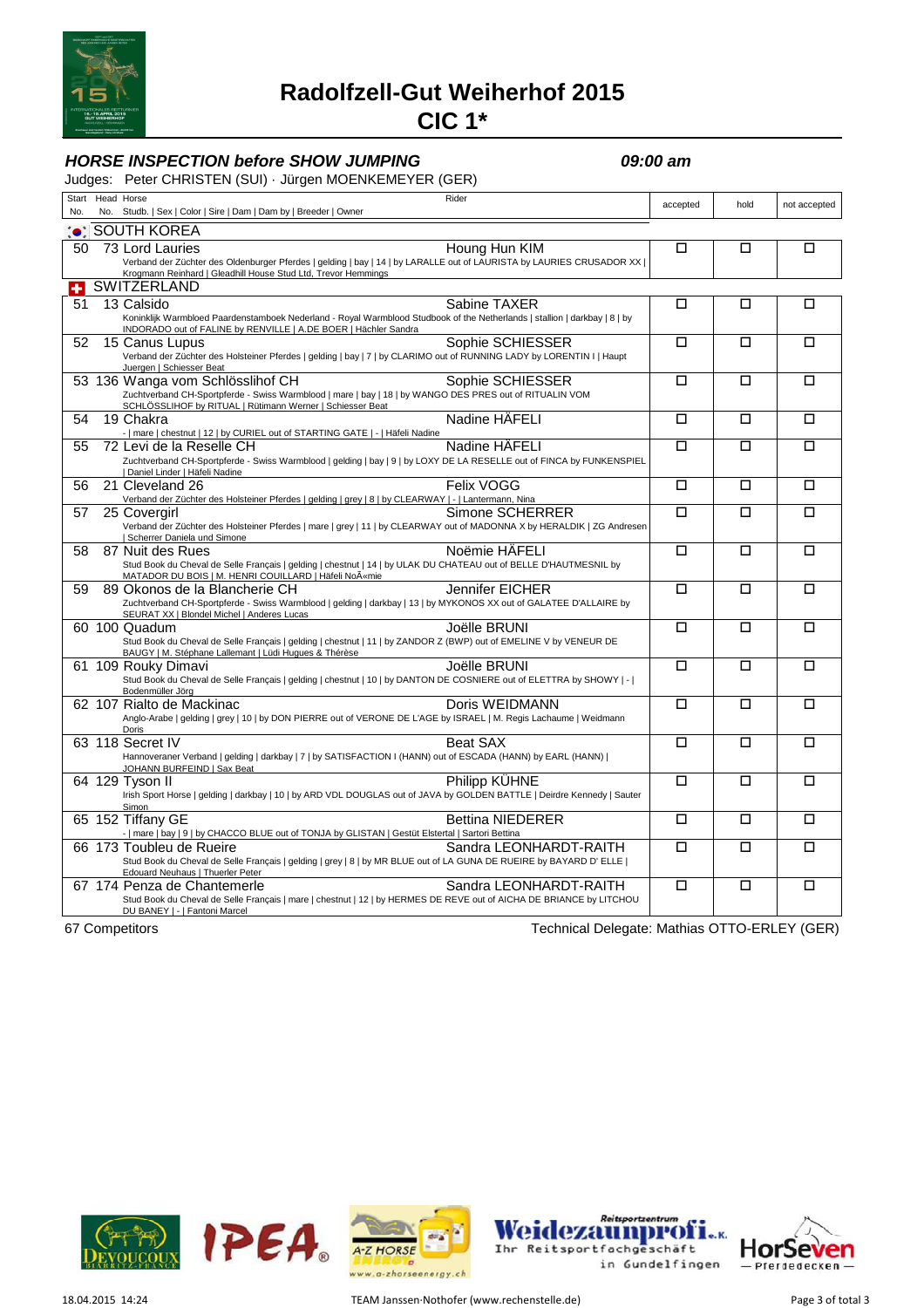# Radolfzell-Gut Weiherhof 2015

## CIC 1*

### *HORSE INSPECTION before SHOW JUMPING* — *09:00 am*

Judges: Peter CHRISTEN (SUI) · Jürgen MOENKEMEYER (GER)

| Start No. | Head No. | Horse (Studb. \| Sex \| Color \| Sire \| Dam \| Dam by \| Breeder \| Owner) | Rider | accepted | hold | not accepted |
|---|---|---|---|---|---|---|
| | | **SOUTH KOREA** | | | | |
| 50 | 73 | Lord Lauries<br>Verband der Züchter des Oldenburger Pferdes \| gelding \| bay \| 14 \| by LARALLE out of LAURISTA by LAURIES CRUSADOR XX \| Krogmann Reinhard \| Gleadhill House Stud Ltd, Trevor Hemmings | Houng Hun KIM | ☐ | ☐ | ☐ |
| | | **SWITZERLAND** | | | | |
| 51 | 13 | Calsido<br>Koninklijk Warmbloed Paardenstamboek Nederland - Royal Warmblood Studbook of the Netherlands \| stallion \| darkbay \| 8 \| by INDORADO out of FALINE by RENVILLE \| A.DE BOER \| Hächler Sandra | Sabine TAXER | ☐ | ☐ | ☐ |
| 52 | 15 | Canus Lupus<br>Verband der Züchter des Holsteiner Pferdes \| gelding \| bay \| 7 \| by CLARIMO out of RUNNING LADY by LORENTIN I \| Haupt Juergen \| Schiesser Beat | Sophie SCHIESSER | ☐ | ☐ | ☐ |
| 53 | 136 | Wanga vom Schlösslihof CH<br>Zuchtverband CH-Sportpferde - Swiss Warmblood \| mare \| bay \| 18 \| by WANGO DES PRES out of RITUALIN VOM SCHLÖSSLIHOF by RITUAL \| Rütimann Werner \| Schiesser Beat | Sophie SCHIESSER | ☐ | ☐ | ☐ |
| 54 | 19 | Chakra<br>- \| mare \| chestnut \| 12 \| by CURIEL out of STARTING GATE \| - \| Häfeli Nadine | Nadine HÄFELI | ☐ | ☐ | ☐ |
| 55 | 72 | Levi de la Reselle CH<br>Zuchtverband CH-Sportpferde - Swiss Warmblood \| gelding \| bay \| 9 \| by LOXY DE LA RESELLE out of FINCA by FUNKENSPIEL \| Daniel Linder \| Häfeli Nadine | Nadine HÄFELI | ☐ | ☐ | ☐ |
| 56 | 21 | Cleveland 26<br>Verband der Züchter des Holsteiner Pferdes \| gelding \| grey \| 8 \| by CLEARWAY \| - \| Lantermann, Nina | Felix VOGG | ☐ | ☐ | ☐ |
| 57 | 25 | Covergirl<br>Verband der Züchter des Holsteiner Pferdes \| mare \| grey \| 11 \| by CLEARWAY out of MADONNA X by HERALDIK \| ZG Andresen \| Scherrer Daniela und Simone | Simone SCHERRER | ☐ | ☐ | ☐ |
| 58 | 87 | Nuit des Rues<br>Stud Book du Cheval de Selle Français \| gelding \| chestnut \| 14 \| by ULAK DU CHATEAU out of BELLE D'HAUTMESNIL by MATADOR DU BOIS \| M. HENRI COUILLARD \| Häfeli NoÃ«mie | Noëmie HÄFELI | ☐ | ☐ | ☐ |
| 59 | 89 | Okonos de la Blancherie CH<br>Zuchtverband CH-Sportpferde - Swiss Warmblood \| gelding \| darkbay \| 13 \| by MYKONOS XX out of GALATEE D'ALLAIRE by SEURAT XX \| Blondel Michel \| Anderes Lucas | Jennifer EICHER | ☐ | ☐ | ☐ |
| 60 | 100 | Quadum<br>Stud Book du Cheval de Selle Français \| gelding \| chestnut \| 11 \| by ZANDOR Z (BWP) out of EMELINE V by VENEUR DE BAUGY \| M. Stéphane Lallemant \| Lüdi Hugues & Thérèse | Joëlle BRUNI | ☐ | ☐ | ☐ |
| 61 | 109 | Rouky Dimavi<br>Stud Book du Cheval de Selle Français \| gelding \| chestnut \| 10 \| by DANTON DE COSNIERE out of ELETTRA by SHOWY \| - \| Bodenmüller Jörg | Joëlle BRUNI | ☐ | ☐ | ☐ |
| 62 | 107 | Rialto de Mackinac<br>Anglo-Arabe \| gelding \| grey \| 10 \| by DON PIERRE out of VERONE DE L'AGE by ISRAEL \| M. Regis Lachaume \| Weidmann Doris | Doris WEIDMANN | ☐ | ☐ | ☐ |
| 63 | 118 | Secret IV<br>Hannoveraner Verband \| gelding \| darkbay \| 7 \| by SATISFACTION I (HANN) out of ESCADA (HANN) by EARL (HANN) \| JOHANN BURFEIND \| Sax Beat | Beat SAX | ☐ | ☐ | ☐ |
| 64 | 129 | Tyson II<br>Irish Sport Horse \| gelding \| darkbay \| 10 \| by ARD VDL DOUGLAS out of JAVA by GOLDEN BATTLE \| Deirdre Kennedy \| Sauter Simon | Philipp KÜHNE | ☐ | ☐ | ☐ |
| 65 | 152 | Tiffany GE<br>- \| mare \| bay \| 9 \| by CHACCO BLUE out of TONJA by GLISTAN \| Gestüt Elstertal \| Sartori Bettina | Bettina NIEDERER | ☐ | ☐ | ☐ |
| 66 | 173 | Toubleu de Rueire<br>Stud Book du Cheval de Selle Français \| gelding \| grey \| 8 \| by MR BLUE out of LA GUNA DE RUEIRE by BAYARD D' ELLE \| Edouard Neuhaus \| Thuerler Peter | Sandra LEONHARDT-RAITH | ☐ | ☐ | ☐ |
| 67 | 174 | Penza de Chantemerle<br>Stud Book du Cheval de Selle Français \| mare \| chestnut \| 12 \| by HERMES DE REVE out of AICHA DE BRIANCE by LITCHOU DU BANEY \| - \| Fantoni Marcel | Sandra LEONHARDT-RAITH | ☐ | ☐ | ☐ |

67 Competitors

Technical Delegate: Mathias OTTO-ERLEY (GER)

18.04.2015 14:24 — TEAM Janssen-Nothofer (www.rechenstelle.de)